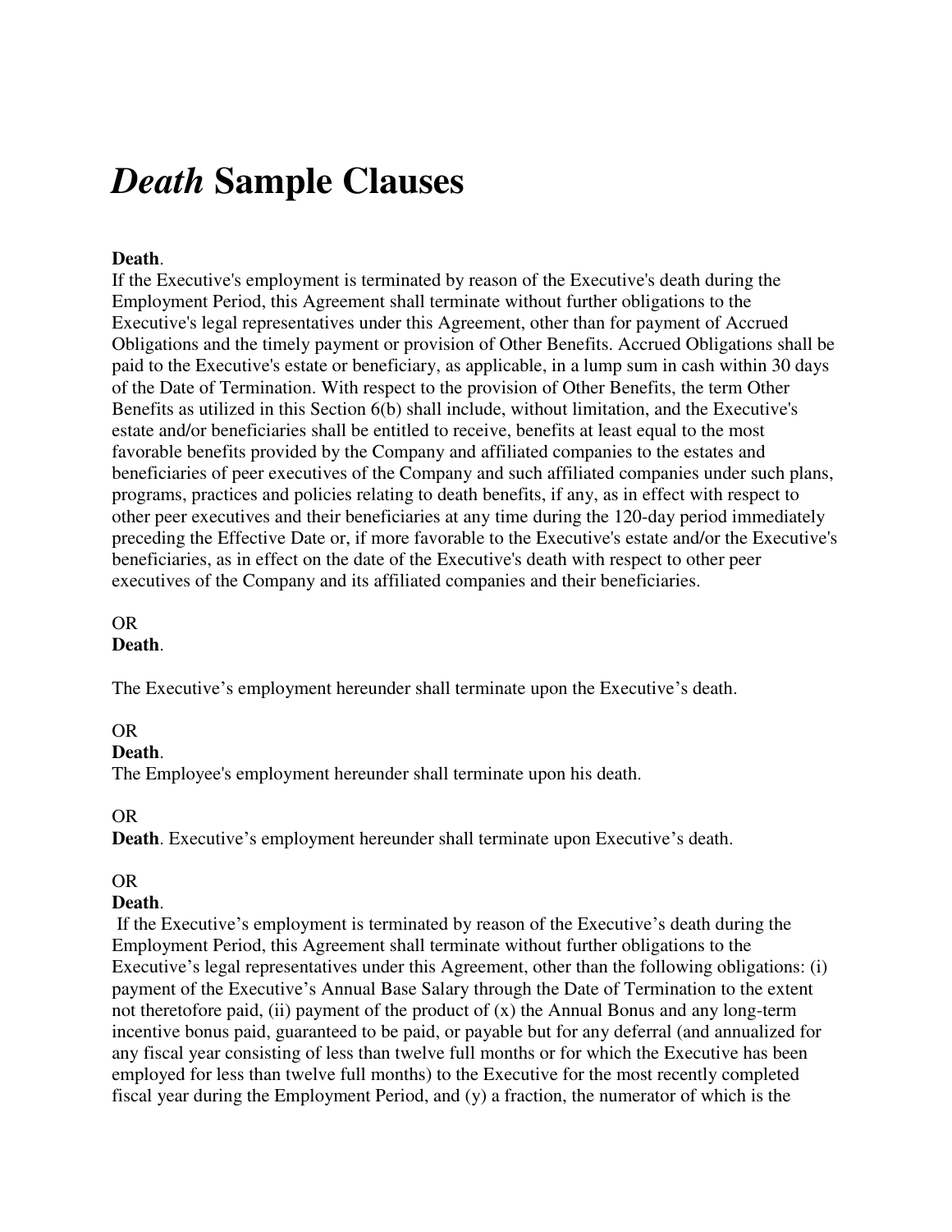# *Death* Sample Clauses

**Death**.
If the Executive's employment is terminated by reason of the Executive's death during the Employment Period, this Agreement shall terminate without further obligations to the Executive's legal representatives under this Agreement, other than for payment of Accrued Obligations and the timely payment or provision of Other Benefits. Accrued Obligations shall be paid to the Executive's estate or beneficiary, as applicable, in a lump sum in cash within 30 days of the Date of Termination. With respect to the provision of Other Benefits, the term Other Benefits as utilized in this Section 6(b) shall include, without limitation, and the Executive's estate and/or beneficiaries shall be entitled to receive, benefits at least equal to the most favorable benefits provided by the Company and affiliated companies to the estates and beneficiaries of peer executives of the Company and such affiliated companies under such plans, programs, practices and policies relating to death benefits, if any, as in effect with respect to other peer executives and their beneficiaries at any time during the 120-day period immediately preceding the Effective Date or, if more favorable to the Executive's estate and/or the Executive's beneficiaries, as in effect on the date of the Executive's death with respect to other peer executives of the Company and its affiliated companies and their beneficiaries.

OR
**Death**.

The Executive's employment hereunder shall terminate upon the Executive's death.

OR
**Death**.
The Employee's employment hereunder shall terminate upon his death.

OR
**Death**. Executive's employment hereunder shall terminate upon Executive's death.

OR
**Death**.
If the Executive's employment is terminated by reason of the Executive's death during the Employment Period, this Agreement shall terminate without further obligations to the Executive's legal representatives under this Agreement, other than the following obligations: (i) payment of the Executive's Annual Base Salary through the Date of Termination to the extent not theretofore paid, (ii) payment of the product of (x) the Annual Bonus and any long-term incentive bonus paid, guaranteed to be paid, or payable but for any deferral (and annualized for any fiscal year consisting of less than twelve full months or for which the Executive has been employed for less than twelve full months) to the Executive for the most recently completed fiscal year during the Employment Period, and (y) a fraction, the numerator of which is the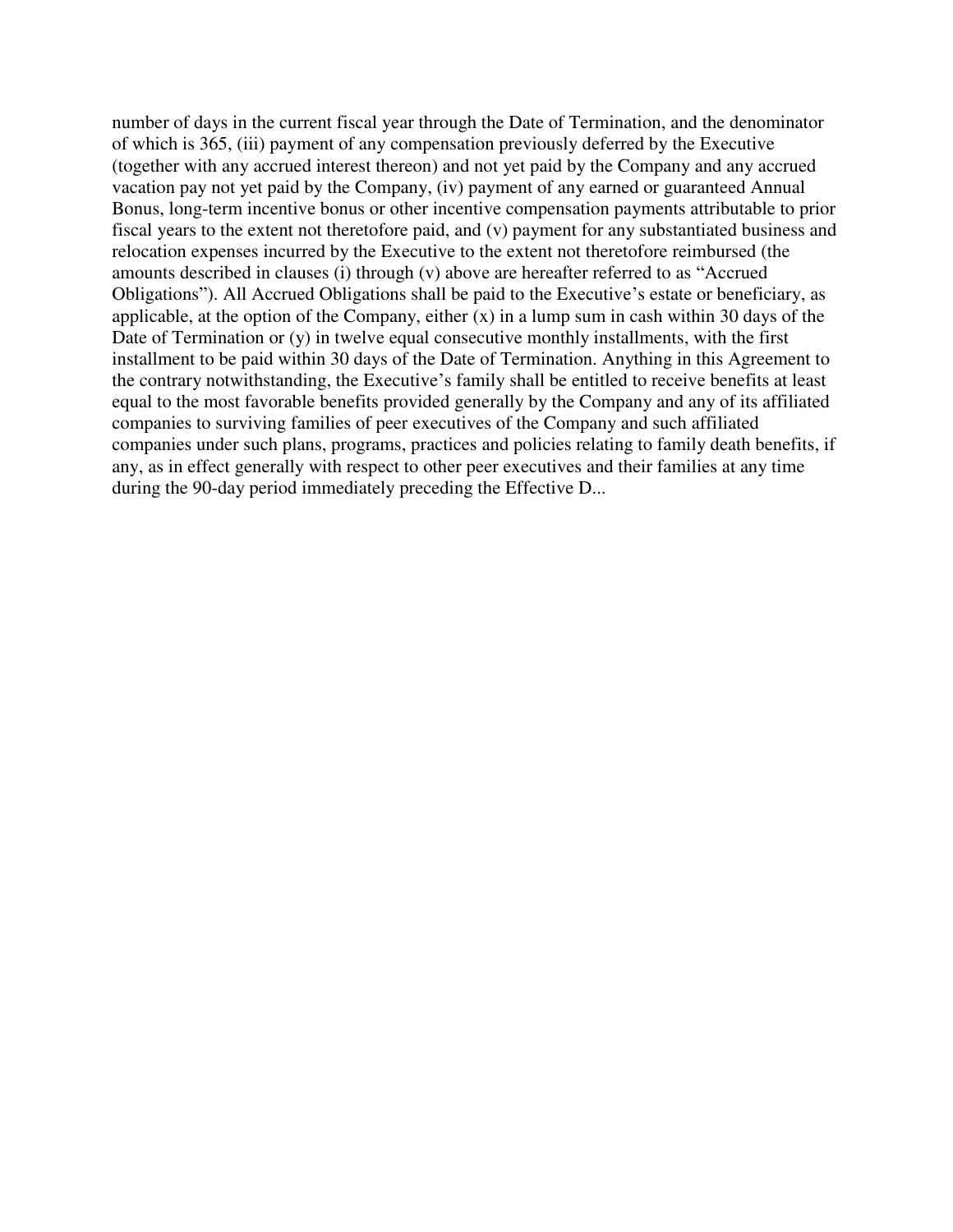number of days in the current fiscal year through the Date of Termination, and the denominator of which is 365, (iii) payment of any compensation previously deferred by the Executive (together with any accrued interest thereon) and not yet paid by the Company and any accrued vacation pay not yet paid by the Company, (iv) payment of any earned or guaranteed Annual Bonus, long-term incentive bonus or other incentive compensation payments attributable to prior fiscal years to the extent not theretofore paid, and (v) payment for any substantiated business and relocation expenses incurred by the Executive to the extent not theretofore reimbursed (the amounts described in clauses (i) through (v) above are hereafter referred to as "Accrued Obligations"). All Accrued Obligations shall be paid to the Executive's estate or beneficiary, as applicable, at the option of the Company, either (x) in a lump sum in cash within 30 days of the Date of Termination or (y) in twelve equal consecutive monthly installments, with the first installment to be paid within 30 days of the Date of Termination. Anything in this Agreement to the contrary notwithstanding, the Executive's family shall be entitled to receive benefits at least equal to the most favorable benefits provided generally by the Company and any of its affiliated companies to surviving families of peer executives of the Company and such affiliated companies under such plans, programs, practices and policies relating to family death benefits, if any, as in effect generally with respect to other peer executives and their families at any time during the 90-day period immediately preceding the Effective D...